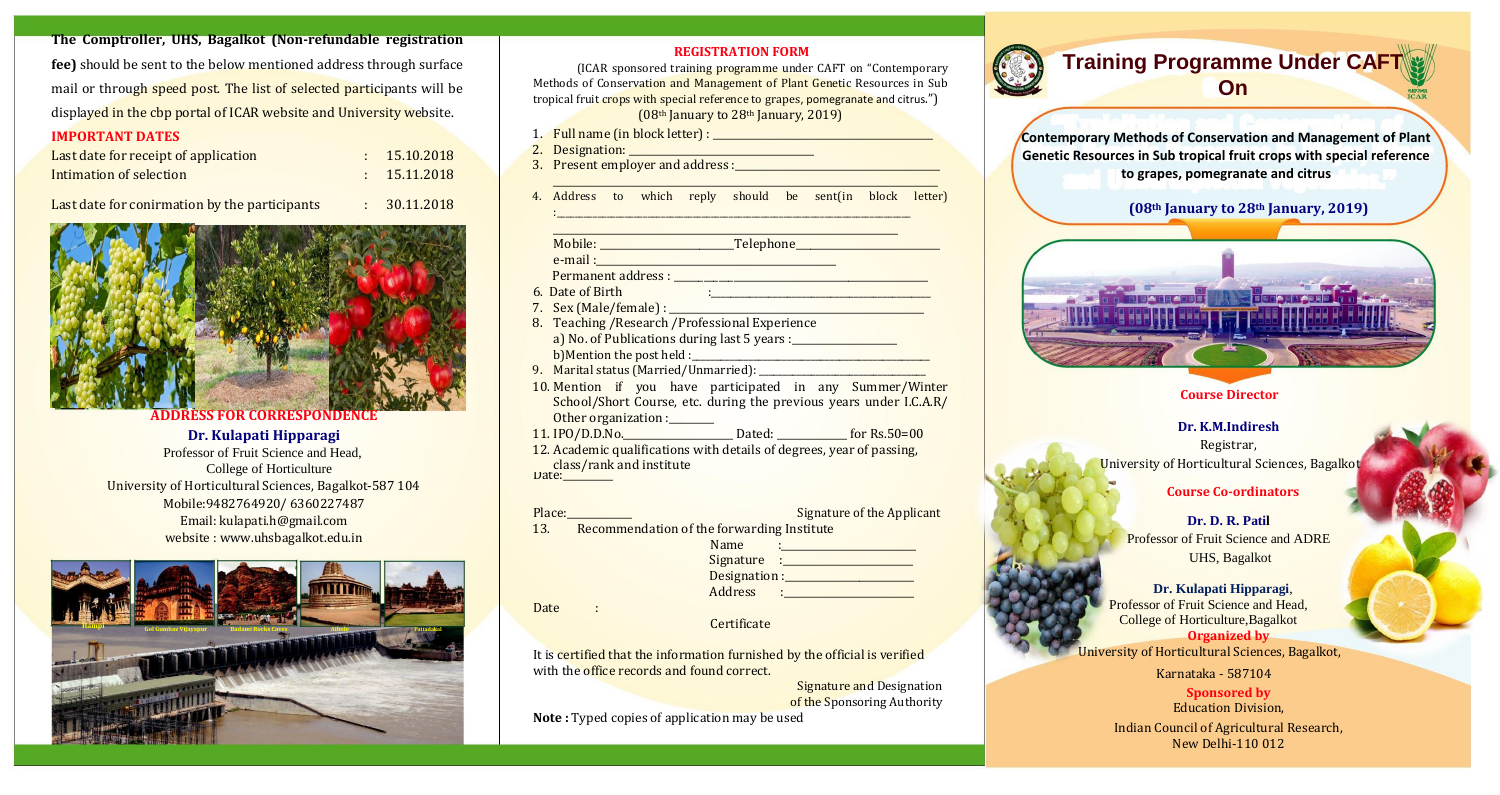**The Comptroller, UHS, Bagalkot (Non-refundable registration fee)** should be sent to the below mentioned address through surface mail or through speed post. The list of selected participants will be displayed in the cbp portal of ICAR website and University website.

## IMPORTANT DATES

| | | |
|---|---|---|
| Last date for receipt of application | : | 15.10.2018 |
| Intimation of selection | : | 15.11.2018 |
| Last date for conirmation by the participants | : | 30.11.2018 |

### ADDRESS FOR CORRESPONDENCE

**Dr. Kulapati Hipparagi**
Professor of Fruit Science and Head,
College of Horticulture
University of Horticultural Sciences, Bagalkot-587 104
Mobile:9482764920/ 6360227487
Email: kulapati.h@gmail.com
website : www.uhsbagalkot.edu.in

## REGISTRATION FORM

(ICAR sponsored training programme under CAFT on "Contemporary Methods of Conservation and Management of Plant Genetic Resources in Sub tropical fruit crops with special reference to grapes, pomegranate and citrus.")
(08th January to 28th January, 2019)

1. Full name (in block letter) : ____________
2. Designation: ____________
3. Present employer and address : ____________
4. Address to which reply should be sent(in block letter) : ____________
   Mobile: ____________ Telephone ____________
   e-mail : ____________
   Permanent address : ____________
6. Date of Birth : ____________
7. Sex (Male/female) : ____________
8. Teaching /Research /Professional Experience
   a) No. of Publications during last 5 years : ____________
   b) Mention the post held : ____________
9. Marital status (Married/Unmarried): ____________
10. Mention if you have participated in any Summer/Winter School/Short Course, etc. during the previous years under I.C.A.R/ Other organization : ________
11. IPO/D.D.No.____________ Dated: ____________ for Rs.50=00
12. Academic qualifications with details of degrees, year of passing, class/rank and institute

Date: ________

Place: ________ Signature of the Applicant

13. Recommendation of the forwarding Institute

Name : ____________
Signature : ____________
Designation : ____________
Address : ____________

Date :

Certificate

It is certified that the information furnished by the official is verified with the office records and found correct.

Signature and Designation
of the Sponsoring Authority

**Note :** Typed copies of application may be used

# Training Programme Under CAFT On

**Contemporary Methods of Conservation and Management of Plant Genetic Resources in Sub tropical fruit crops with special reference to grapes, pomegranate and citrus**

**(08th January to 28th January, 2019)**

### Course Director

**Dr. K.M.Indiresh**
Registrar,
University of Horticultural Sciences, Bagalkot

### Course Co-ordinators

**Dr. D. R. Patil**
Professor of Fruit Science and ADRE
UHS, Bagalkot

**Dr. Kulapati Hipparagi**,
Professor of Fruit Science and Head,
College of Horticulture,Bagalkot

**Organized by**
University of Horticultural Sciences, Bagalkot,
Karnataka - 587104

**Sponsored by**
Education Division,
Indian Council of Agricultural Research,
New Delhi-110 012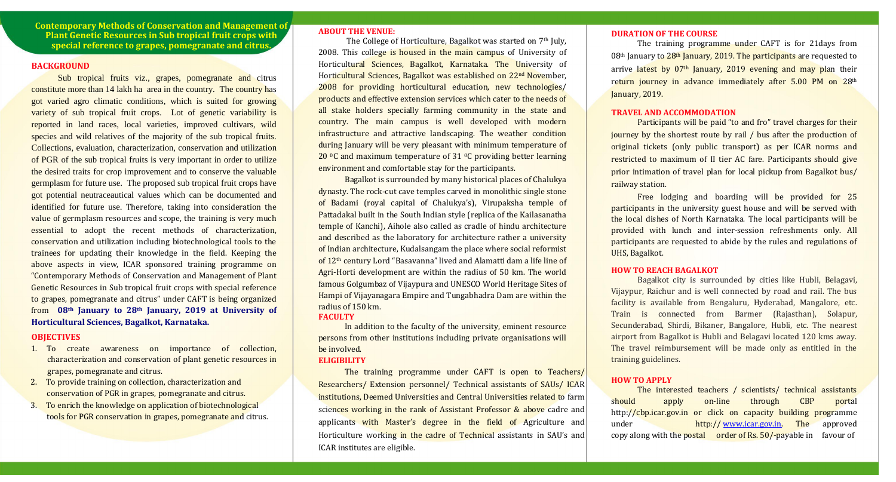## Contemporary Methods of Conservation and Management of Plant Genetic Resources in Sub tropical fruit crops with special reference to grapes, pomegranate and citrus.

### BACKGROUND

Sub tropical fruits viz., grapes, pomegranate and citrus constitute more than 14 lakh ha area in the country. The country has got varied agro climatic conditions, which is suited for growing variety of sub tropical fruit crops. Lot of genetic variability is reported in land races, local varieties, improved cultivars, wild species and wild relatives of the majority of the sub tropical fruits. Collections, evaluation, characterization, conservation and utilization of PGR of the sub tropical fruits is very important in order to utilize the desired traits for crop improvement and to conserve the valuable germplasm for future use. The proposed sub tropical fruit crops have got potential neutraceautical values which can be documented and identified for future use. Therefore, taking into consideration the value of germplasm resources and scope, the training is very much essential to adopt the recent methods of characterization, conservation and utilization including biotechnological tools to the trainees for updating their knowledge in the field. Keeping the above aspects in view, ICAR sponsored training programme on "Contemporary Methods of Conservation and Management of Plant Genetic Resources in Sub tropical fruit crops with special reference to grapes, pomegranate and citrus" under CAFT is being organized from **08th January to 28th January, 2019 at University of Horticultural Sciences, Bagalkot, Karnataka.**

### OBJECTIVES

1. To create awareness on importance of collection, characterization and conservation of plant genetic resources in grapes, pomegranate and citrus.
2. To provide training on collection, characterization and conservation of PGR in grapes, pomegranate and citrus.
3. To enrich the knowledge on application of biotechnological tools for PGR conservation in grapes, pomegranate and citrus.

### ABOUT THE VENUE:

The College of Horticulture, Bagalkot was started on 7th July, 2008. This college is housed in the main campus of University of Horticultural Sciences, Bagalkot, Karnataka. The University of Horticultural Sciences, Bagalkot was established on 22nd November, 2008 for providing horticultural education, new technologies/ products and effective extension services which cater to the needs of all stake holders specially farming community in the state and country. The main campus is well developed with modern infrastructure and attractive landscaping. The weather condition during January will be very pleasant with minimum temperature of 20 $^{0}$C and maximum temperature of 31 $^{0}$C providing better learning environment and comfortable stay for the participants.

Bagalkot is surrounded by many historical places of Chalukya dynasty. The rock-cut cave temples carved in monolithic single stone of Badami (royal capital of Chalukya's), Virupaksha temple of Pattadakal built in the South Indian style (replica of the Kailasanatha temple of Kanchi), Aihole also called as cradle of hindu architecture and described as the laboratory for architecture rather a university of Indian architecture, Kudalsangam the place where social reformist of 12th century Lord "Basavanna" lived and Alamatti dam a life line of Agri-Horti development are within the radius of 50 km. The world famous Golgumbaz of Vijaypura and UNESCO World Heritage Sites of Hampi of Vijayanagara Empire and Tungabhadra Dam are within the radius of 150 km.

### FACULTY

In addition to the faculty of the university, eminent resource persons from other institutions including private organisations will be involved.

### ELIGIBILITY

The training programme under CAFT is open to Teachers/ Researchers/ Extension personnel/ Technical assistants of SAUs/ ICAR institutions, Deemed Universities and Central Universities related to farm sciences working in the rank of Assistant Professor & above cadre and applicants with Master's degree in the field of Agriculture and Horticulture working in the cadre of Technical assistants in SAU's and ICAR institutes are eligible.

### DURATION OF THE COURSE

The training programme under CAFT is for 21days from 08th January to 28th January, 2019. The participants are requested to arrive latest by 07th January, 2019 evening and may plan their return journey in advance immediately after 5.00 PM on 28th January, 2019.

### TRAVEL AND ACCOMMODATION

Participants will be paid "to and fro" travel charges for their journey by the shortest route by rail / bus after the production of original tickets (only public transport) as per ICAR norms and restricted to maximum of II tier AC fare. Participants should give prior intimation of travel plan for local pickup from Bagalkot bus/ railway station.

Free lodging and boarding will be provided for 25 participants in the university guest house and will be served with the local dishes of North Karnataka. The local participants will be provided with lunch and inter-session refreshments only. All participants are requested to abide by the rules and regulations of UHS, Bagalkot.

### HOW TO REACH BAGALKOT

Bagalkot city is surrounded by cities like Hubli, Belagavi, Vijaypur, Raichur and is well connected by road and rail. The bus facility is available from Bengaluru, Hyderabad, Mangalore, etc. Train is connected from Barmer (Rajasthan), Solapur, Secunderabad, Shirdi, Bikaner, Bangalore, Hubli, etc. The nearest airport from Bagalkot is Hubli and Belagavi located 120 kms away. The travel reimbursement will be made only as entitled in the training guidelines.

### HOW TO APPLY

The interested teachers / scientists/ technical assistants should apply on-line through CBP portal http://cbp.icar.gov.in or click on capacity building programme under http:// www.icar.gov.in. The approved copy along with the postal order of Rs. 50/-payable in favour of